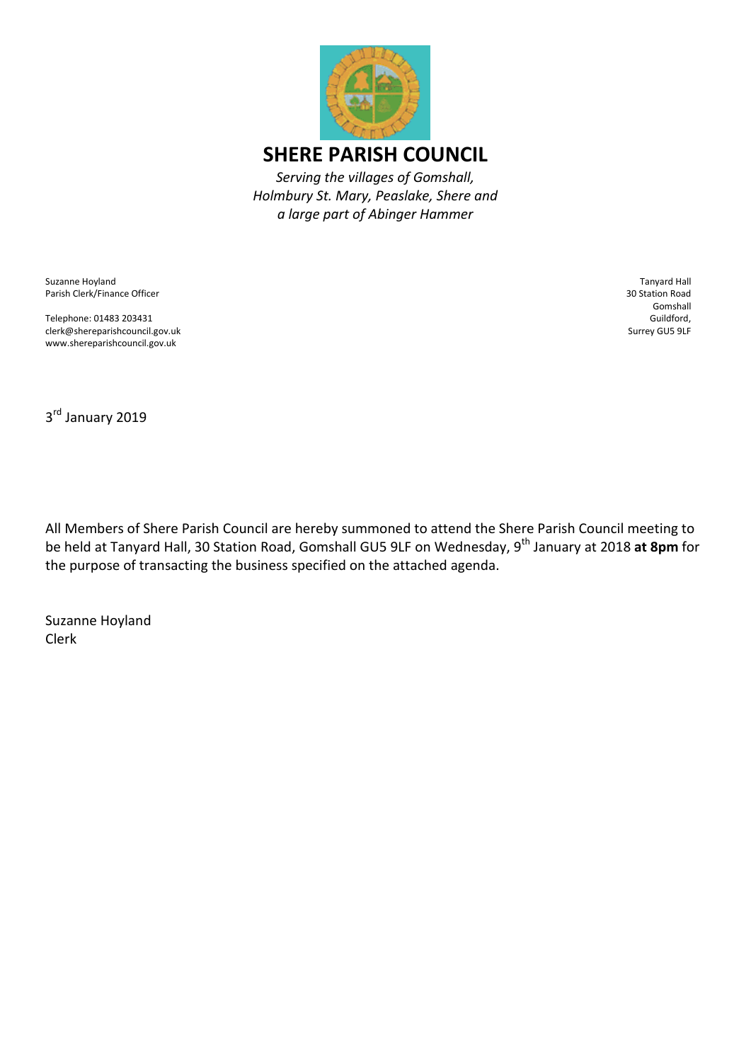# SHERE PARISH COUNCIL

*Serving the villages of Gomshall, Holmbury St. Mary, Peaslake, Shere and a large part of Abinger Hammer*

Suzanne Hoyland
Parish Clerk/Finance Officer

Telephone: 01483 203431
clerk@shereparishcouncil.gov.uk
www.shereparishcouncil.gov.uk

Tanyard Hall
30 Station Road
Gomshall
Guildford,
Surrey GU5 9LF

3rd January 2019

All Members of Shere Parish Council are hereby summoned to attend the Shere Parish Council meeting to be held at Tanyard Hall, 30 Station Road, Gomshall GU5 9LF on Wednesday, 9th January at 2018 **at 8pm** for the purpose of transacting the business specified on the attached agenda.

Suzanne Hoyland
Clerk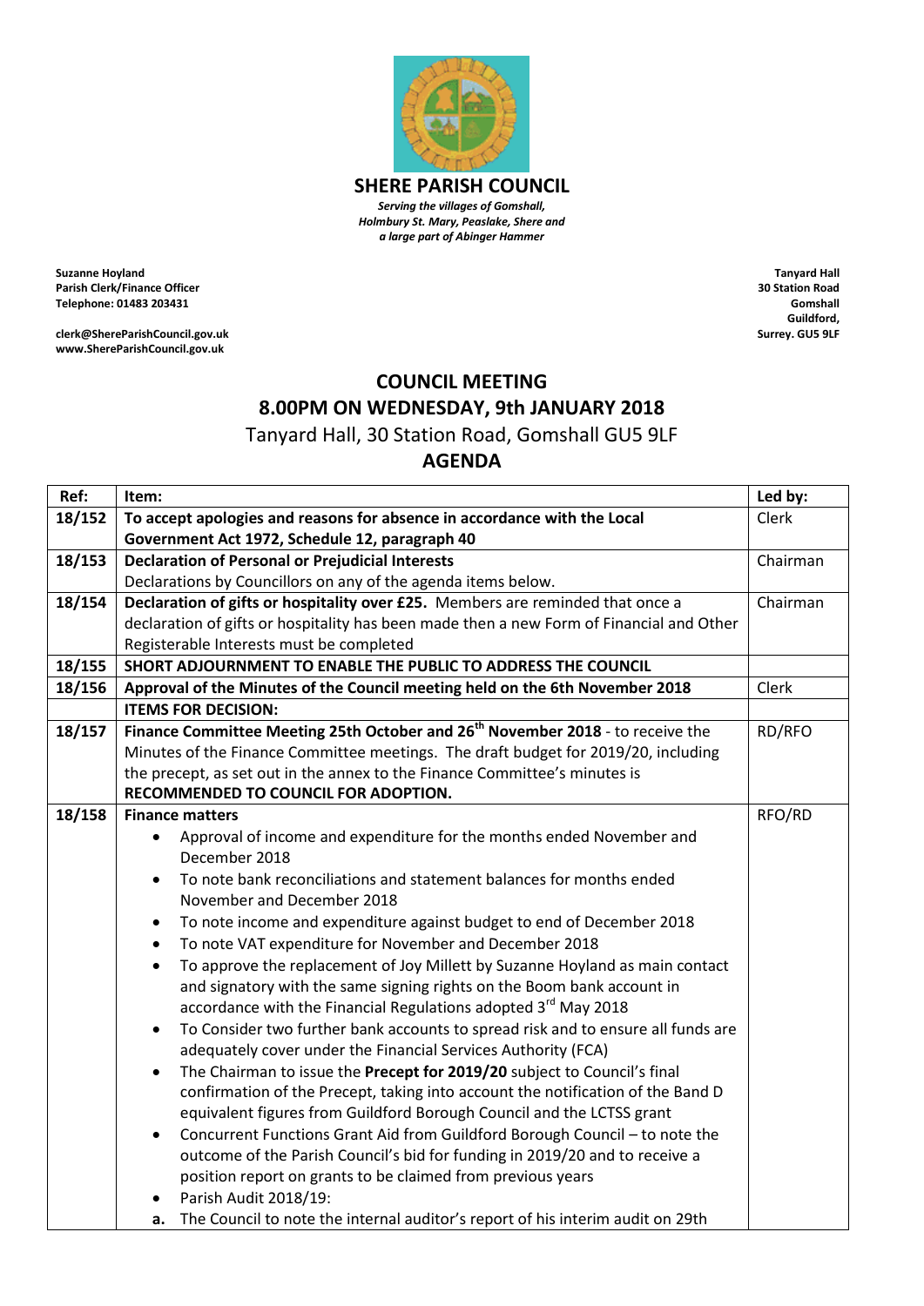# SHERE PARISH COUNCIL

*Serving the villages of Gomshall, Holmbury St. Mary, Peaslake, Shere and a large part of Abinger Hammer*

**Suzanne Hoyland**
**Parish Clerk/Finance Officer**
**Telephone: 01483 203431**

**clerk@ShereParishCouncil.gov.uk**
**www.ShereParishCouncil.gov.uk**

**Tanyard Hall**
**30 Station Road**
**Gomshall**
**Guildford,**
**Surrey. GU5 9LF**

## COUNCIL MEETING
## 8.00PM ON WEDNESDAY, 9th JANUARY 2018

Tanyard Hall, 30 Station Road, Gomshall GU5 9LF

## AGENDA

| Ref: | Item: | Led by: |
|---|---|---|
| 18/152 | **To accept apologies and reasons for absence in accordance with the Local Government Act 1972, Schedule 12, paragraph 40** | Clerk |
| 18/153 | **Declaration of Personal or Prejudicial Interests** Declarations by Councillors on any of the agenda items below. | Chairman |
| 18/154 | **Declaration of gifts or hospitality over £25.** Members are reminded that once a declaration of gifts or hospitality has been made then a new Form of Financial and Other Registerable Interests must be completed | Chairman |
| 18/155 | **SHORT ADJOURNMENT TO ENABLE THE PUBLIC TO ADDRESS THE COUNCIL** | |
| 18/156 | **Approval of the Minutes of the Council meeting held on the 6th November 2018** | Clerk |
| | **ITEMS FOR DECISION:** | |
| 18/157 | **Finance Committee Meeting 25th October and 26th November 2018** - to receive the Minutes of the Finance Committee meetings. The draft budget for 2019/20, including the precept, as set out in the annex to the Finance Committee's minutes is **RECOMMENDED TO COUNCIL FOR ADOPTION.** | RD/RFO |
| 18/158 | **Finance matters** <br>• Approval of income and expenditure for the months ended November and December 2018 <br>• To note bank reconciliations and statement balances for months ended November and December 2018 <br>• To note income and expenditure against budget to end of December 2018 <br>• To note VAT expenditure for November and December 2018 <br>• To approve the replacement of Joy Millett by Suzanne Hoyland as main contact and signatory with the same signing rights on the Boom bank account in accordance with the Financial Regulations adopted 3rd May 2018 <br>• To Consider two further bank accounts to spread risk and to ensure all funds are adequately cover under the Financial Services Authority (FCA) <br>• The Chairman to issue the **Precept for 2019/20** subject to Council's final confirmation of the Precept, taking into account the notification of the Band D equivalent figures from Guildford Borough Council and the LCTSS grant <br>• Concurrent Functions Grant Aid from Guildford Borough Council – to note the outcome of the Parish Council's bid for funding in 2019/20 and to receive a position report on grants to be claimed from previous years <br>• Parish Audit 2018/19: <br>**a.** The Council to note the internal auditor's report of his interim audit on 29th | RFO/RD |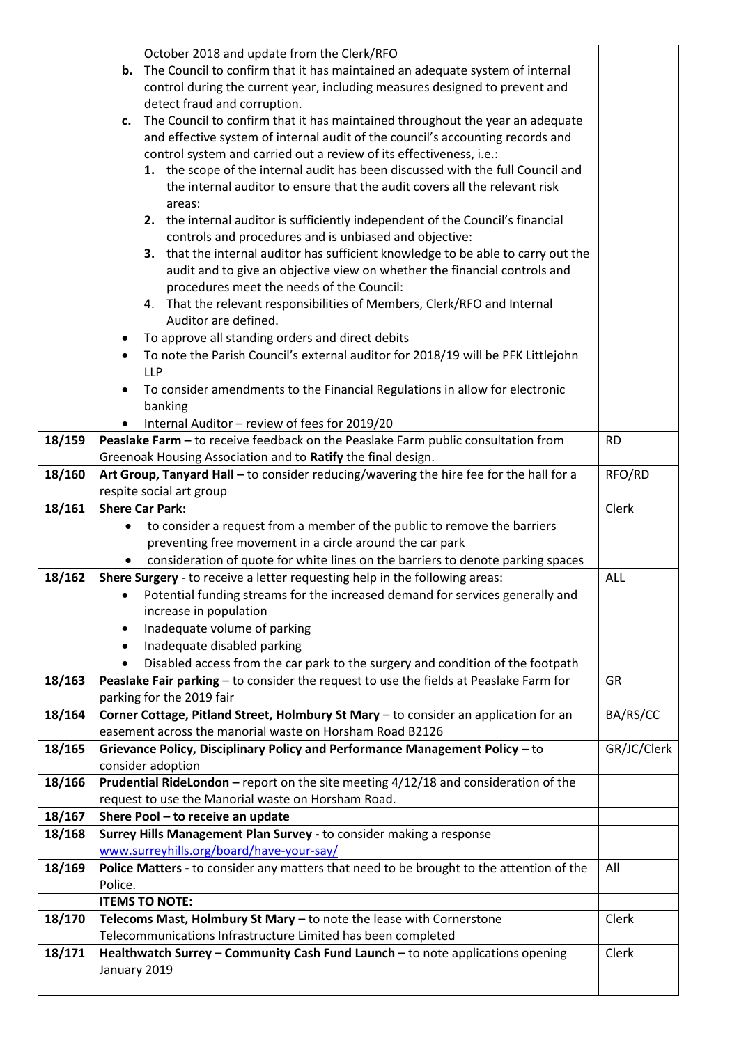| | | |
|---|---|---|
| | October 2018 and update from the Clerk/RFO<br>**b.** The Council to confirm that it has maintained an adequate system of internal control during the current year, including measures designed to prevent and detect fraud and corruption.<br>**c.** The Council to confirm that it has maintained throughout the year an adequate and effective system of internal audit of the council's accounting records and control system and carried out a review of its effectiveness, i.e.:<br>**1.** the scope of the internal audit has been discussed with the full Council and the internal auditor to ensure that the audit covers all the relevant risk areas:<br>**2.** the internal auditor is sufficiently independent of the Council's financial controls and procedures and is unbiased and objective:<br>**3.** that the internal auditor has sufficient knowledge to be able to carry out the audit and to give an objective view on whether the financial controls and procedures meet the needs of the Council:<br>4. That the relevant responsibilities of Members, Clerk/RFO and Internal Auditor are defined.<br>• To approve all standing orders and direct debits<br>• To note the Parish Council's external auditor for 2018/19 will be PFK Littlejohn LLP<br>• To consider amendments to the Financial Regulations in allow for electronic banking<br>• Internal Auditor – review of fees for 2019/20 | |
| **18/159** | **Peaslake Farm –** to receive feedback on the Peaslake Farm public consultation from Greenoak Housing Association and to **Ratify** the final design. | RD |
| **18/160** | **Art Group, Tanyard Hall –** to consider reducing/wavering the hire fee for the hall for a respite social art group | RFO/RD |
| **18/161** | **Shere Car Park:**<br>• to consider a request from a member of the public to remove the barriers preventing free movement in a circle around the car park<br>• consideration of quote for white lines on the barriers to denote parking spaces | Clerk |
| **18/162** | **Shere Surgery** - to receive a letter requesting help in the following areas:<br>• Potential funding streams for the increased demand for services generally and increase in population<br>• Inadequate volume of parking<br>• Inadequate disabled parking<br>• Disabled access from the car park to the surgery and condition of the footpath | ALL |
| **18/163** | **Peaslake Fair parking** – to consider the request to use the fields at Peaslake Farm for parking for the 2019 fair | GR |
| **18/164** | **Corner Cottage, Pitland Street, Holmbury St Mary** – to consider an application for an easement across the manorial waste on Horsham Road B2126 | BA/RS/CC |
| **18/165** | **Grievance Policy, Disciplinary Policy and Performance Management Policy** – to consider adoption | GR/JC/Clerk |
| **18/166** | **Prudential RideLondon –** report on the site meeting 4/12/18 and consideration of the request to use the Manorial waste on Horsham Road. | |
| **18/167** | **Shere Pool – to receive an update** | |
| **18/168** | **Surrey Hills Management Plan Survey -** to consider making a response www.surreyhills.org/board/have-your-say/ | |
| **18/169** | **Police Matters -** to consider any matters that need to be brought to the attention of the Police. | All |
| | **ITEMS TO NOTE:** | |
| **18/170** | **Telecoms Mast, Holmbury St Mary –** to note the lease with Cornerstone Telecommunications Infrastructure Limited has been completed | Clerk |
| **18/171** | **Healthwatch Surrey – Community Cash Fund Launch –** to note applications opening January 2019 | Clerk |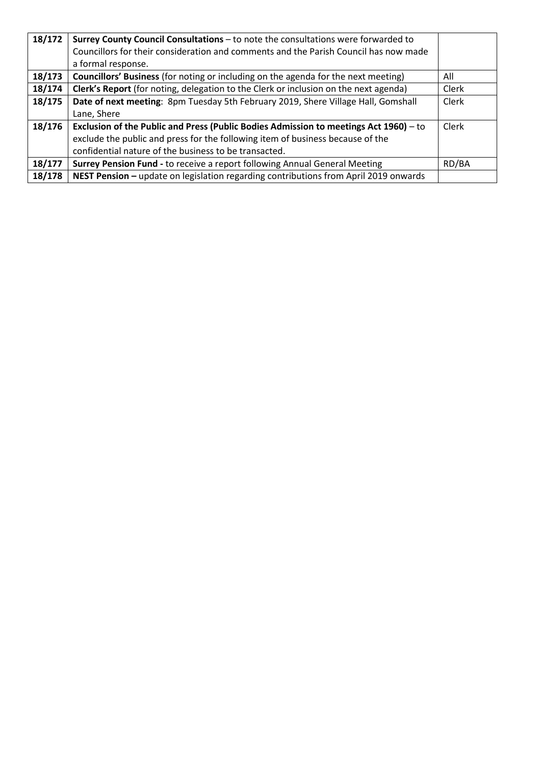| | | |
|---|---|---|
| **18/172** | **Surrey County Council Consultations** – to note the consultations were forwarded to Councillors for their consideration and comments and the Parish Council has now made a formal response. | |
| **18/173** | **Councillors' Business** (for noting or including on the agenda for the next meeting) | All |
| **18/174** | **Clerk's Report** (for noting, delegation to the Clerk or inclusion on the next agenda) | Clerk |
| **18/175** | **Date of next meeting**: 8pm Tuesday 5th February 2019, Shere Village Hall, Gomshall Lane, Shere | Clerk |
| **18/176** | **Exclusion of the Public and Press (Public Bodies Admission to meetings Act 1960)** – to exclude the public and press for the following item of business because of the confidential nature of the business to be transacted. | Clerk |
| **18/177** | **Surrey Pension Fund -** to receive a report following Annual General Meeting | RD/BA |
| **18/178** | **NEST Pension –** update on legislation regarding contributions from April 2019 onwards | |